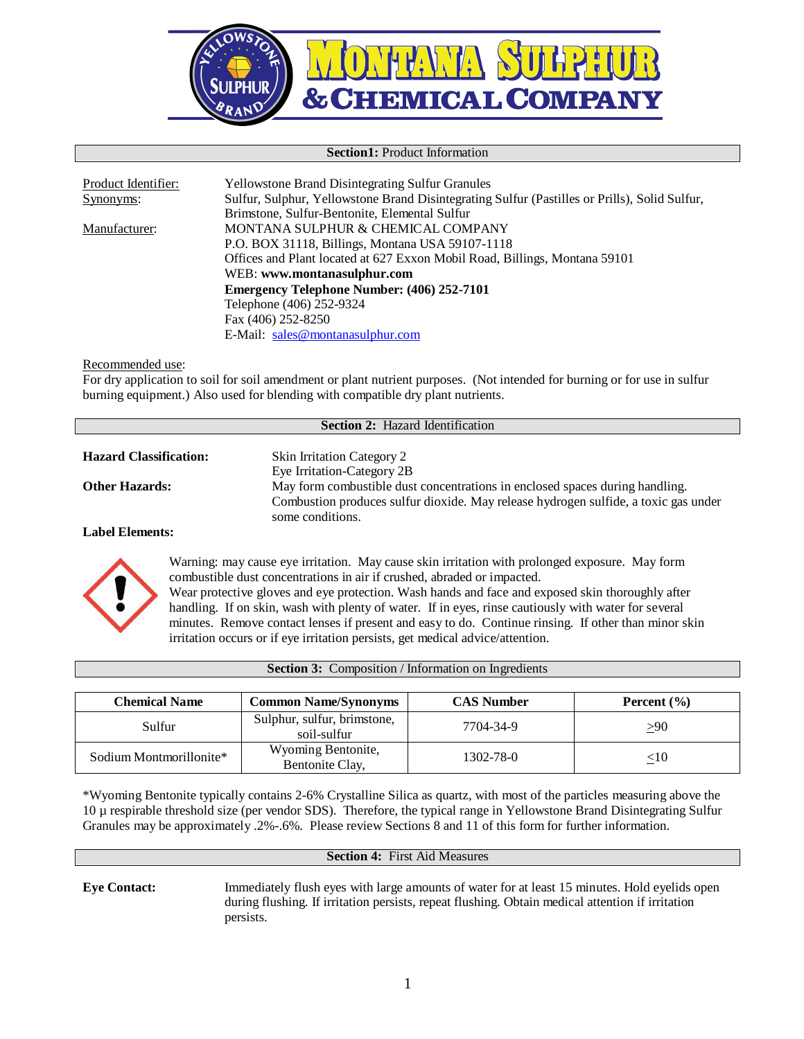# MONTANA SULPHUR & CHEMICAL COMPANY

## Section1: Product Information

| | |
|---|---|
| Product Identifier: | Yellowstone Brand Disintegrating Sulfur Granules |
| Synonyms: | Sulfur, Sulphur, Yellowstone Brand Disintegrating Sulfur (Pastilles or Prills), Solid Sulfur, Brimstone, Sulfur-Bentonite, Elemental Sulfur |
| Manufacturer: | MONTANA SULPHUR & CHEMICAL COMPANY<br>P.O. BOX 31118, Billings, Montana USA 59107-1118<br>Offices and Plant located at 627 Exxon Mobil Road, Billings, Montana 59101<br>WEB: **www.montanasulphur.com**<br>**Emergency Telephone Number: (406) 252-7101**<br>Telephone (406) 252-9324<br>Fax (406) 252-8250<br>E-Mail: sales@montanasulphur.com |

Recommended use:
For dry application to soil for soil amendment or plant nutrient purposes. (Not intended for burning or for use in sulfur burning equipment.) Also used for blending with compatible dry plant nutrients.

## Section 2: Hazard Identification

**Hazard Classification:** Skin Irritation Category 2
Eye Irritation-Category 2B

**Other Hazards:** May form combustible dust concentrations in enclosed spaces during handling. Combustion produces sulfur dioxide. May release hydrogen sulfide, a toxic gas under some conditions.

**Label Elements:**

Warning: may cause eye irritation. May cause skin irritation with prolonged exposure. May form combustible dust concentrations in air if crushed, abraded or impacted.
Wear protective gloves and eye protection. Wash hands and face and exposed skin thoroughly after handling. If on skin, wash with plenty of water. If in eyes, rinse cautiously with water for several minutes. Remove contact lenses if present and easy to do. Continue rinsing. If other than minor skin irritation occurs or if eye irritation persists, get medical advice/attention.

## Section 3: Composition / Information on Ingredients

| Chemical Name | Common Name/Synonyms | CAS Number | Percent (%) |
|---|---|---|---|
| Sulfur | Sulphur, sulfur, brimstone, soil-sulfur | 7704-34-9 | $\geq$90 |
| Sodium Montmorillonite* | Wyoming Bentonite, Bentonite Clay, | 1302-78-0 | $\leq$10 |

*Wyoming Bentonite typically contains 2-6% Crystalline Silica as quartz, with most of the particles measuring above the 10 µ respirable threshold size (per vendor SDS). Therefore, the typical range in Yellowstone Brand Disintegrating Sulfur Granules may be approximately .2%-.6%. Please review Sections 8 and 11 of this form for further information.

## Section 4: First Aid Measures

**Eye Contact:** Immediately flush eyes with large amounts of water for at least 15 minutes. Hold eyelids open during flushing. If irritation persists, repeat flushing. Obtain medical attention if irritation persists.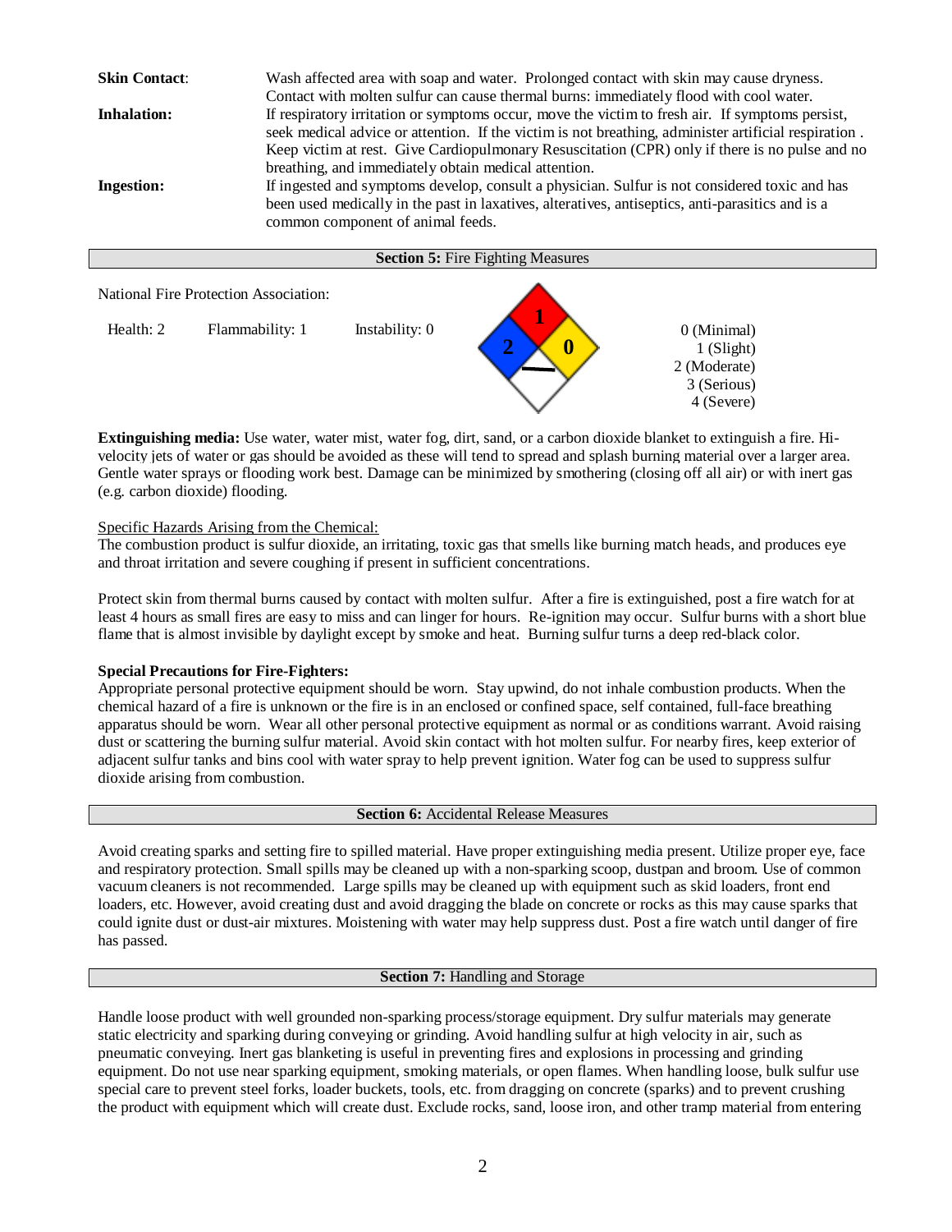**Skin Contact**: Wash affected area with soap and water. Prolonged contact with skin may cause dryness. Contact with molten sulfur can cause thermal burns: immediately flood with cool water.

**Inhalation:** If respiratory irritation or symptoms occur, move the victim to fresh air. If symptoms persist, seek medical advice or attention. If the victim is not breathing, administer artificial respiration . Keep victim at rest. Give Cardiopulmonary Resuscitation (CPR) only if there is no pulse and no breathing, and immediately obtain medical attention.

**Ingestion:** If ingested and symptoms develop, consult a physician. Sulfur is not considered toxic and has been used medically in the past in laxatives, alteratives, antiseptics, anti-parasitics and is a common component of animal feeds.

## **Section 5:** Fire Fighting Measures

National Fire Protection Association:

Health: 2 Flammability: 1 Instability: 0

0 (Minimal)
1 (Slight)
2 (Moderate)
3 (Serious)
4 (Severe)

**Extinguishing media:** Use water, water mist, water fog, dirt, sand, or a carbon dioxide blanket to extinguish a fire. Hi-velocity jets of water or gas should be avoided as these will tend to spread and splash burning material over a larger area. Gentle water sprays or flooding work best. Damage can be minimized by smothering (closing off all air) or with inert gas (e.g. carbon dioxide) flooding.

Specific Hazards Arising from the Chemical:
The combustion product is sulfur dioxide, an irritating, toxic gas that smells like burning match heads, and produces eye and throat irritation and severe coughing if present in sufficient concentrations.

Protect skin from thermal burns caused by contact with molten sulfur. After a fire is extinguished, post a fire watch for at least 4 hours as small fires are easy to miss and can linger for hours. Re-ignition may occur. Sulfur burns with a short blue flame that is almost invisible by daylight except by smoke and heat. Burning sulfur turns a deep red-black color.

**Special Precautions for Fire-Fighters:**
Appropriate personal protective equipment should be worn. Stay upwind, do not inhale combustion products. When the chemical hazard of a fire is unknown or the fire is in an enclosed or confined space, self contained, full-face breathing apparatus should be worn. Wear all other personal protective equipment as normal or as conditions warrant. Avoid raising dust or scattering the burning sulfur material. Avoid skin contact with hot molten sulfur. For nearby fires, keep exterior of adjacent sulfur tanks and bins cool with water spray to help prevent ignition. Water fog can be used to suppress sulfur dioxide arising from combustion.

## **Section 6:** Accidental Release Measures

Avoid creating sparks and setting fire to spilled material. Have proper extinguishing media present. Utilize proper eye, face and respiratory protection. Small spills may be cleaned up with a non-sparking scoop, dustpan and broom. Use of common vacuum cleaners is not recommended. Large spills may be cleaned up with equipment such as skid loaders, front end loaders, etc. However, avoid creating dust and avoid dragging the blade on concrete or rocks as this may cause sparks that could ignite dust or dust-air mixtures. Moistening with water may help suppress dust. Post a fire watch until danger of fire has passed.

## **Section 7:** Handling and Storage

Handle loose product with well grounded non-sparking process/storage equipment. Dry sulfur materials may generate static electricity and sparking during conveying or grinding. Avoid handling sulfur at high velocity in air, such as pneumatic conveying. Inert gas blanketing is useful in preventing fires and explosions in processing and grinding equipment. Do not use near sparking equipment, smoking materials, or open flames. When handling loose, bulk sulfur use special care to prevent steel forks, loader buckets, tools, etc. from dragging on concrete (sparks) and to prevent crushing the product with equipment which will create dust. Exclude rocks, sand, loose iron, and other tramp material from entering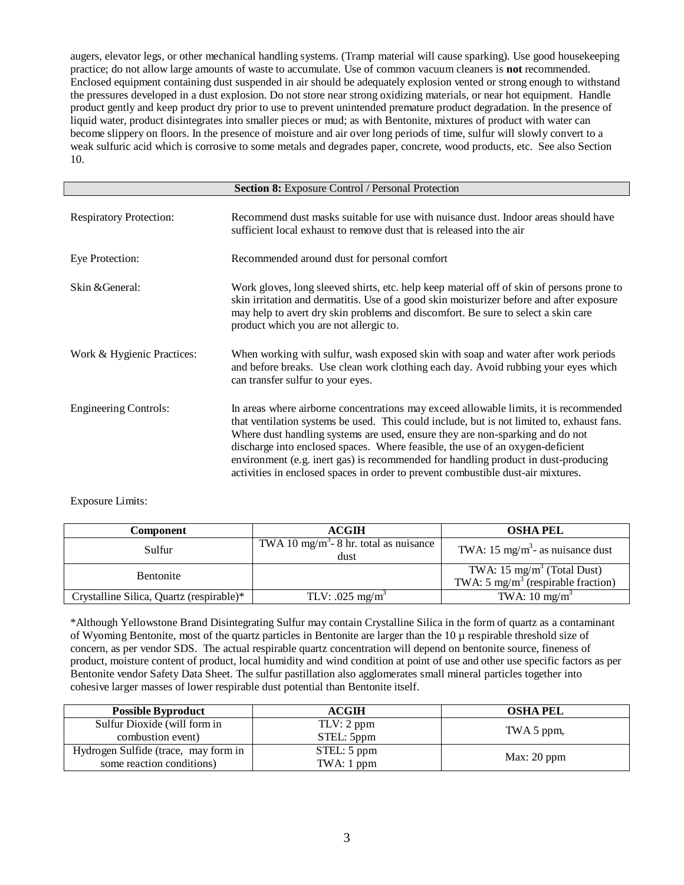augers, elevator legs, or other mechanical handling systems. (Tramp material will cause sparking). Use good housekeeping practice; do not allow large amounts of waste to accumulate. Use of common vacuum cleaners is **not** recommended. Enclosed equipment containing dust suspended in air should be adequately explosion vented or strong enough to withstand the pressures developed in a dust explosion. Do not store near strong oxidizing materials, or near hot equipment. Handle product gently and keep product dry prior to use to prevent unintended premature product degradation. In the presence of liquid water, product disintegrates into smaller pieces or mud; as with Bentonite, mixtures of product with water can become slippery on floors. In the presence of moisture and air over long periods of time, sulfur will slowly convert to a weak sulfuric acid which is corrosive to some metals and degrades paper, concrete, wood products, etc. See also Section 10.

## **Section 8:** Exposure Control / Personal Protection

**Respiratory Protection:** Recommend dust masks suitable for use with nuisance dust. Indoor areas should have sufficient local exhaust to remove dust that is released into the air

**Eye Protection:** Recommended around dust for personal comfort

**Skin &General:** Work gloves, long sleeved shirts, etc. help keep material off of skin of persons prone to skin irritation and dermatitis. Use of a good skin moisturizer before and after exposure may help to avert dry skin problems and discomfort. Be sure to select a skin care product which you are not allergic to.

**Work & Hygienic Practices:** When working with sulfur, wash exposed skin with soap and water after work periods and before breaks. Use clean work clothing each day. Avoid rubbing your eyes which can transfer sulfur to your eyes.

**Engineering Controls:** In areas where airborne concentrations may exceed allowable limits, it is recommended that ventilation systems be used. This could include, but is not limited to, exhaust fans. Where dust handling systems are used, ensure they are non-sparking and do not discharge into enclosed spaces. Where feasible, the use of an oxygen-deficient environment (e.g. inert gas) is recommended for handling product in dust-producing activities in enclosed spaces in order to prevent combustible dust-air mixtures.

Exposure Limits:

| Component | ACGIH | OSHA PEL |
| --- | --- | --- |
| Sulfur | TWA 10 $mg/m^3$- 8 hr. total as nuisance dust | TWA: 15 $mg/m^3$- as nuisance dust |
| Bentonite | | TWA: 15 $mg/m^3$ (Total Dust)<br>TWA: 5 $mg/m^3$ (respirable fraction) |
| Crystalline Silica, Quartz (respirable)* | TLV: .025 $mg/m^3$ | TWA: 10 $mg/m^3$ |

*Although Yellowstone Brand Disintegrating Sulfur may contain Crystalline Silica in the form of quartz as a contaminant of Wyoming Bentonite, most of the quartz particles in Bentonite are larger than the 10 µ respirable threshold size of concern, as per vendor SDS. The actual respirable quartz concentration will depend on bentonite source, fineness of product, moisture content of product, local humidity and wind condition at point of use and other use specific factors as per Bentonite vendor Safety Data Sheet. The sulfur pastillation also agglomerates small mineral particles together into cohesive larger masses of lower respirable dust potential than Bentonite itself.

| Possible Byproduct | ACGIH | OSHA PEL |
| --- | --- | --- |
| Sulfur Dioxide (will form in combustion event) | TLV: 2 ppm<br>STEL: 5ppm | TWA 5 ppm, |
| Hydrogen Sulfide (trace, may form in some reaction conditions) | STEL: 5 ppm<br>TWA: 1 ppm | Max: 20 ppm |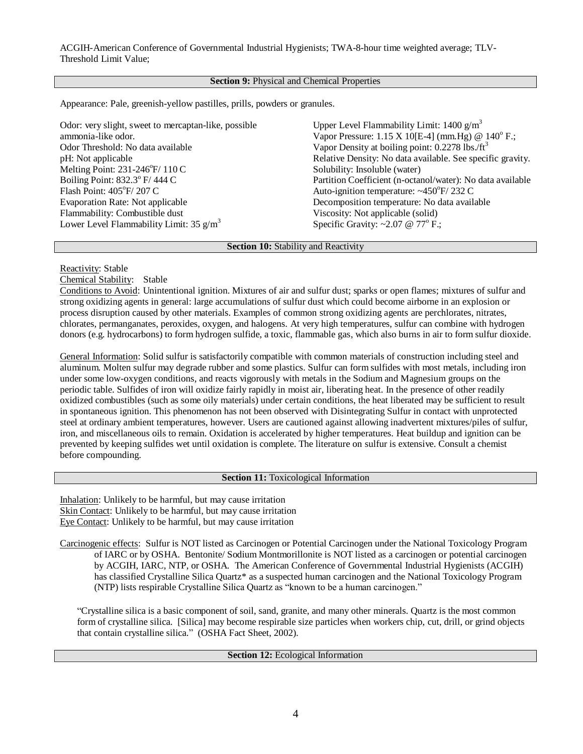ACGIH-American Conference of Governmental Industrial Hygienists; TWA-8-hour time weighted average; TLV-Threshold Limit Value;

## Section 9: Physical and Chemical Properties

Appearance: Pale, greenish-yellow pastilles, prills, powders or granules.

Odor: very slight, sweet to mercaptan-like, possible ammonia-like odor.
Odor Threshold: No data available
pH: Not applicable
Melting Point: 231-246°F/ 110 C
Boiling Point: 832.3° F/ 444 C
Flash Point: 405°F/ 207 C
Evaporation Rate: Not applicable
Flammability: Combustible dust
Lower Level Flammability Limit: 35 g/m$^3$
Upper Level Flammability Limit: 1400 g/m$^3$
Vapor Pressure: 1.15 X 10[E-4] (mm.Hg) @ 140° F.;
Vapor Density at boiling point: 0.2278 lbs./ft$^3$
Relative Density: No data available. See specific gravity.
Solubility: Insoluble (water)
Partition Coefficient (n-octanol/water): No data available
Auto-ignition temperature: ~450°F/ 232 C
Decomposition temperature: No data available
Viscosity: Not applicable (solid)
Specific Gravity: ~2.07 @ 77° F.;

## Section 10: Stability and Reactivity

Reactivity: Stable
Chemical Stability: Stable
Conditions to Avoid: Unintentional ignition. Mixtures of air and sulfur dust; sparks or open flames; mixtures of sulfur and strong oxidizing agents in general: large accumulations of sulfur dust which could become airborne in an explosion or process disruption caused by other materials. Examples of common strong oxidizing agents are perchlorates, nitrates, chlorates, permanganates, peroxides, oxygen, and halogens. At very high temperatures, sulfur can combine with hydrogen donors (e.g. hydrocarbons) to form hydrogen sulfide, a toxic, flammable gas, which also burns in air to form sulfur dioxide.

General Information: Solid sulfur is satisfactorily compatible with common materials of construction including steel and aluminum. Molten sulfur may degrade rubber and some plastics. Sulfur can form sulfides with most metals, including iron under some low-oxygen conditions, and reacts vigorously with metals in the Sodium and Magnesium groups on the periodic table. Sulfides of iron will oxidize fairly rapidly in moist air, liberating heat. In the presence of other readily oxidized combustibles (such as some oily materials) under certain conditions, the heat liberated may be sufficient to result in spontaneous ignition. This phenomenon has not been observed with Disintegrating Sulfur in contact with unprotected steel at ordinary ambient temperatures, however. Users are cautioned against allowing inadvertent mixtures/piles of sulfur, iron, and miscellaneous oils to remain. Oxidation is accelerated by higher temperatures. Heat buildup and ignition can be prevented by keeping sulfides wet until oxidation is complete. The literature on sulfur is extensive. Consult a chemist before compounding.

## Section 11: Toxicological Information

Inhalation: Unlikely to be harmful, but may cause irritation
Skin Contact: Unlikely to be harmful, but may cause irritation
Eye Contact: Unlikely to be harmful, but may cause irritation

Carcinogenic effects: Sulfur is NOT listed as Carcinogen or Potential Carcinogen under the National Toxicology Program of IARC or by OSHA. Bentonite/ Sodium Montmorillonite is NOT listed as a carcinogen or potential carcinogen by ACGIH, IARC, NTP, or OSHA. The American Conference of Governmental Industrial Hygienists (ACGIH) has classified Crystalline Silica Quartz* as a suspected human carcinogen and the National Toxicology Program (NTP) lists respirable Crystalline Silica Quartz as "known to be a human carcinogen."

"Crystalline silica is a basic component of soil, sand, granite, and many other minerals. Quartz is the most common form of crystalline silica. [Silica] may become respirable size particles when workers chip, cut, drill, or grind objects that contain crystalline silica." (OSHA Fact Sheet, 2002).

## Section 12: Ecological Information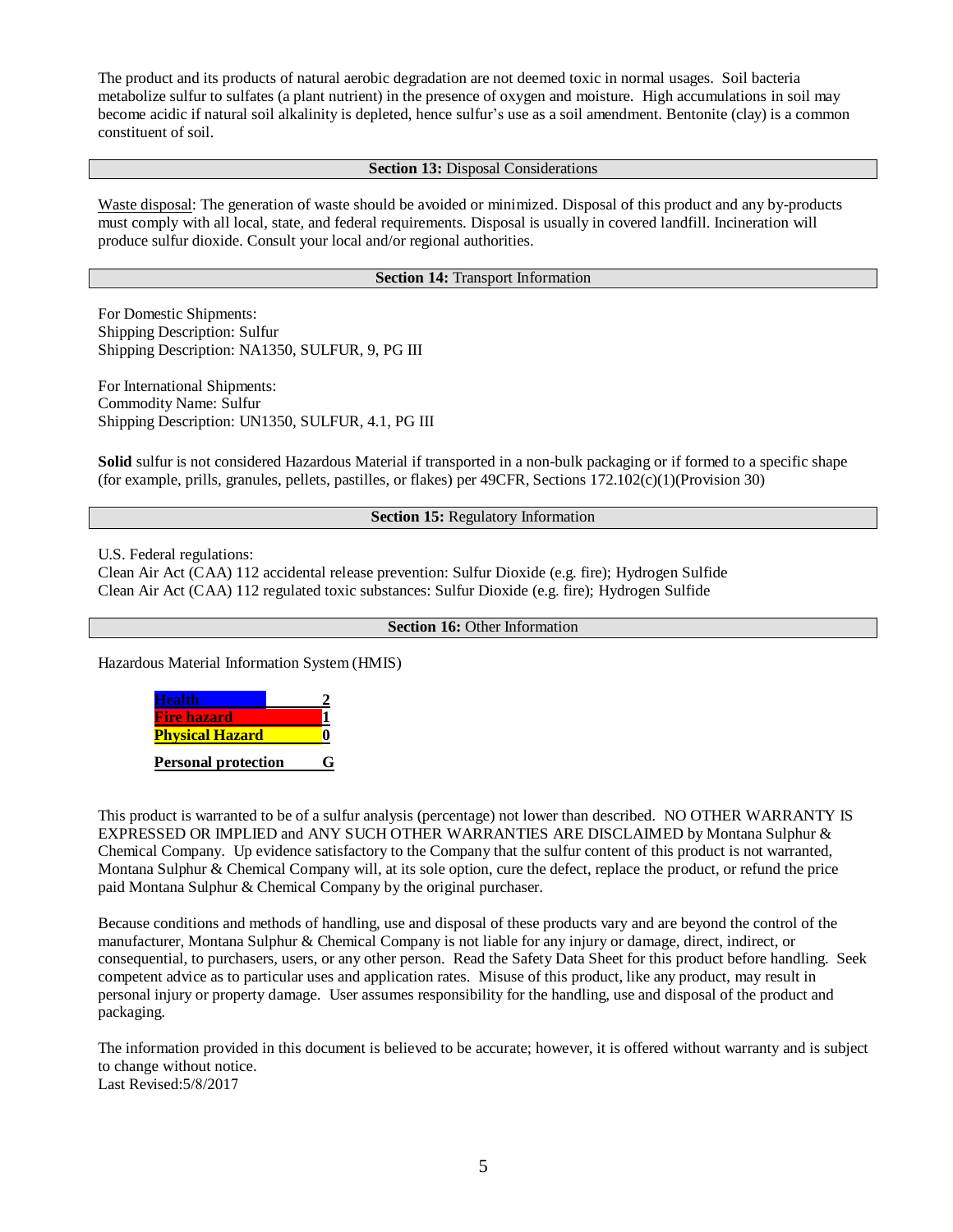The product and its products of natural aerobic degradation are not deemed toxic in normal usages. Soil bacteria metabolize sulfur to sulfates (a plant nutrient) in the presence of oxygen and moisture. High accumulations in soil may become acidic if natural soil alkalinity is depleted, hence sulfur's use as a soil amendment. Bentonite (clay) is a common constituent of soil.

## **Section 13:** Disposal Considerations

Waste disposal: The generation of waste should be avoided or minimized. Disposal of this product and any by-products must comply with all local, state, and federal requirements. Disposal is usually in covered landfill. Incineration will produce sulfur dioxide. Consult your local and/or regional authorities.

## **Section 14:** Transport Information

For Domestic Shipments:
Shipping Description: Sulfur
Shipping Description: NA1350, SULFUR, 9, PG III

For International Shipments:
Commodity Name: Sulfur
Shipping Description: UN1350, SULFUR, 4.1, PG III

**Solid** sulfur is not considered Hazardous Material if transported in a non-bulk packaging or if formed to a specific shape (for example, prills, granules, pellets, pastilles, or flakes) per 49CFR, Sections 172.102(c)(1)(Provision 30)

## **Section 15:** Regulatory Information

U.S. Federal regulations:
Clean Air Act (CAA) 112 accidental release prevention: Sulfur Dioxide (e.g. fire); Hydrogen Sulfide
Clean Air Act (CAA) 112 regulated toxic substances: Sulfur Dioxide (e.g. fire); Hydrogen Sulfide

## **Section 16:** Other Information

Hazardous Material Information System (HMIS)

| | |
|---|---|
| **Health** | **2** |
| **Fire hazard** | **1** |
| **Physical Hazard** | **0** |
| **Personal protection** | **G** |

This product is warranted to be of a sulfur analysis (percentage) not lower than described. NO OTHER WARRANTY IS EXPRESSED OR IMPLIED and ANY SUCH OTHER WARRANTIES ARE DISCLAIMED by Montana Sulphur & Chemical Company. Up evidence satisfactory to the Company that the sulfur content of this product is not warranted, Montana Sulphur & Chemical Company will, at its sole option, cure the defect, replace the product, or refund the price paid Montana Sulphur & Chemical Company by the original purchaser.

Because conditions and methods of handling, use and disposal of these products vary and are beyond the control of the manufacturer, Montana Sulphur & Chemical Company is not liable for any injury or damage, direct, indirect, or consequential, to purchasers, users, or any other person. Read the Safety Data Sheet for this product before handling. Seek competent advice as to particular uses and application rates. Misuse of this product, like any product, may result in personal injury or property damage. User assumes responsibility for the handling, use and disposal of the product and packaging.

The information provided in this document is believed to be accurate; however, it is offered without warranty and is subject to change without notice.
Last Revised:5/8/2017